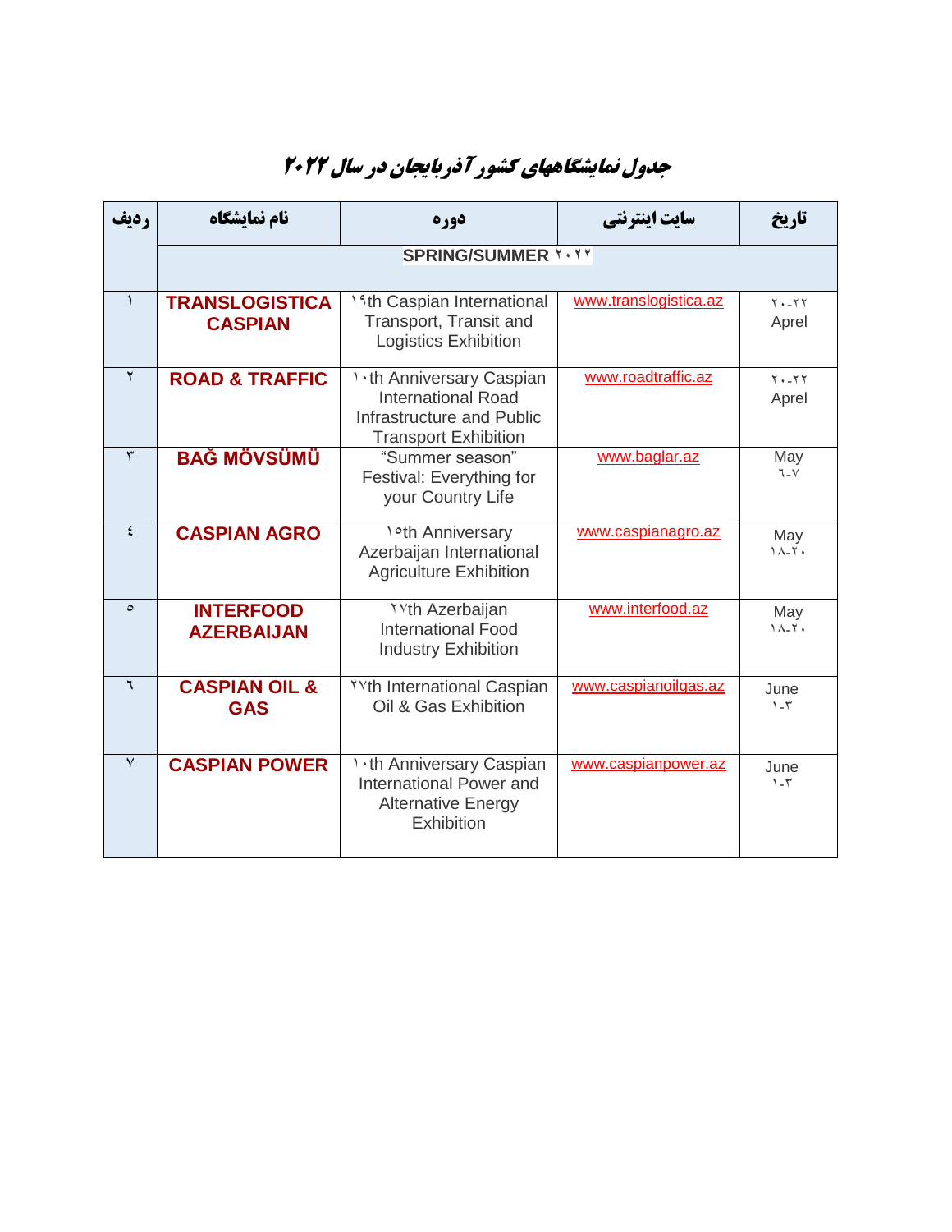# جدول نمایشگاههای کشور آذربایجان در سال ۲۰۲۲

| ردیف | نام نمایشگاه | دوره | سایت اینترنتی | تاریخ |
|---|---|---|---|---|
| | SPRING/SUMMER ۲۰۲۲ | | | |
| ۱ | **TRANSLOGISTICA CASPIAN** | ۱۹th Caspian International Transport, Transit and Logistics Exhibition | www.translogistica.az | ۲۰-۲۲ Aprel |
| ۲ | **ROAD & TRAFFIC** | ۱۰th Anniversary Caspian International Road Infrastructure and Public Transport Exhibition | www.roadtraffic.az | ۲۰-۲۲ Aprel |
| ۳ | **BAĞ MÖVSÜMÜ** | "Summer season" Festival: Everything for your Country Life | www.baglar.az | May ٦-٧ |
| ٤ | **CASPIAN AGRO** | ۱٥th Anniversary Azerbaijan International Agriculture Exhibition | www.caspianagro.az | May ۱۸-۲۰ |
| ٥ | **INTERFOOD AZERBAIJAN** | ۲۷th Azerbaijan International Food Industry Exhibition | www.interfood.az | May ۱۸-۲۰ |
| ٦ | **CASPIAN OIL & GAS** | ۲۷th International Caspian Oil & Gas Exhibition | www.caspianoilgas.az | June ۱-۳ |
| ٧ | **CASPIAN POWER** | ۱۰th Anniversary Caspian International Power and Alternative Energy Exhibition | www.caspianpower.az | June ۱-۳ |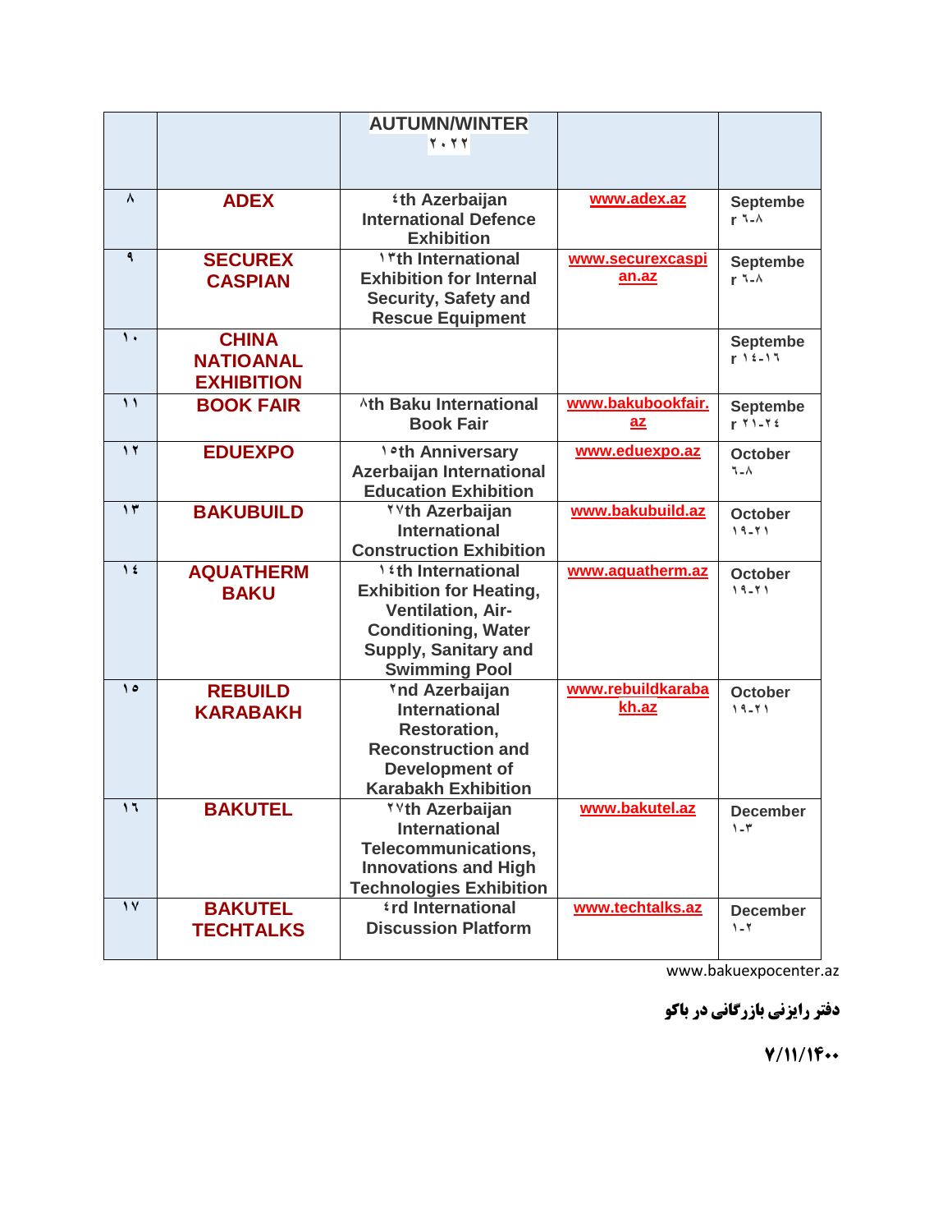| | | AUTUMN/WINTER ۲۰۲۲ | | |
|---|---|---|---|---|
| ۸ | ADEX | ٤th Azerbaijan International Defence Exhibition | www.adex.az | September ٦-٨ |
| ۹ | SECUREX CASPIAN | ۱۳th International Exhibition for Internal Security, Safety and Rescue Equipment | www.securexcaspian.az | September ٦-٨ |
| ۱۰ | CHINA NATIOANAL EXHIBITION | | | September ۱٤-۱٦ |
| ۱۱ | BOOK FAIR | ۸th Baku International Book Fair | www.bakubookfair.az | September ۲۱-۲٤ |
| ۱۲ | EDUEXPO | ۱٥th Anniversary Azerbaijan International Education Exhibition | www.eduexpo.az | October ٦-٨ |
| ۱۳ | BAKUBUILD | ۲۷th Azerbaijan International Construction Exhibition | www.bakubuild.az | October ۱۹-۲۱ |
| ۱٤ | AQUATHERM BAKU | ۱٤th International Exhibition for Heating, Ventilation, Air-Conditioning, Water Supply, Sanitary and Swimming Pool | www.aquatherm.az | October ۱۹-۲۱ |
| ۱٥ | REBUILD KARABAKH | ۲nd Azerbaijan International Restoration, Reconstruction and Development of Karabakh Exhibition | www.rebuildkarabakh.az | October ۱۹-۲۱ |
| ۱٦ | BAKUTEL | ۲۷th Azerbaijan International Telecommunications, Innovations and High Technologies Exhibition | www.bakutel.az | December ۱-۳ |
| ۱۷ | BAKUTEL TECHTALKS | ٤rd International Discussion Platform | www.techtalks.az | December ۱-۲ |

www.bakuexpocenter.az

**دفتر رایزنی بازرگانی در باکو**

**۷/۱۱/۱۴۰۰**